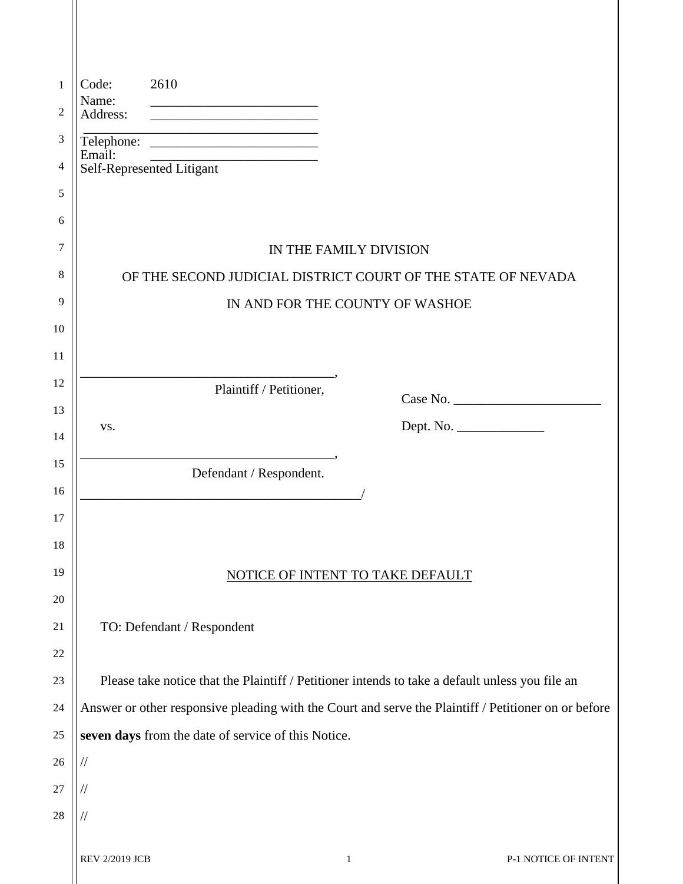Code: 2610
Name: ________________________
Address: ________________________
________________________________
Telephone: ________________________
Email: ________________________
Self-Represented Litigant

IN THE FAMILY DIVISION

OF THE SECOND JUDICIAL DISTRICT COURT OF THE STATE OF NEVADA

IN AND FOR THE COUNTY OF WASHOE

_____________________________________,
Plaintiff / Petitioner,

vs.

_____________________________________,
Defendant / Respondent.
__________________________________________/

Case No. ______________________

Dept. No. _____________

NOTICE OF INTENT TO TAKE DEFAULT

TO: Defendant / Respondent

Please take notice that the Plaintiff / Petitioner intends to take a default unless you file an Answer or other responsive pleading with the Court and serve the Plaintiff / Petitioner on or before **seven days** from the date of service of this Notice.

//

//

//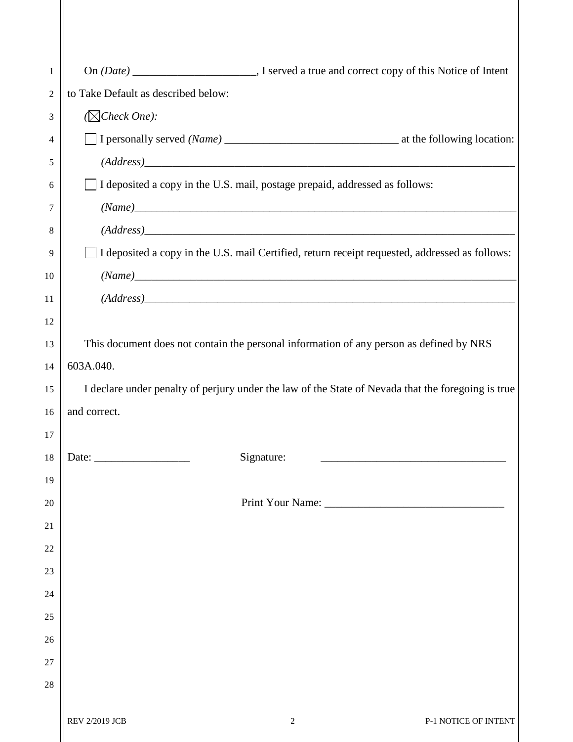On *(Date)* ______________________, I served a true and correct copy of this Notice of Intent to Take Default as described below:

*(☒ Check One):*

☐ I personally served *(Name)* _______________________________ at the following location:

*(Address)*_____________________________________________________________________

☐ I deposited a copy in the U.S. mail, postage prepaid, addressed as follows:

*(Name)*_______________________________________________________________________

*(Address)*_____________________________________________________________________

☐ I deposited a copy in the U.S. mail Certified, return receipt requested, addressed as follows:

*(Name)*_______________________________________________________________________

*(Address)*_____________________________________________________________________

This document does not contain the personal information of any person as defined by NRS 603A.040.

I declare under penalty of perjury under the law of the State of Nevada that the foregoing is true and correct.

Date: _________________ Signature: _________________________________

Print Your Name: ________________________________

REV 2/2019 JCB P-1 NOTICE OF INTENT